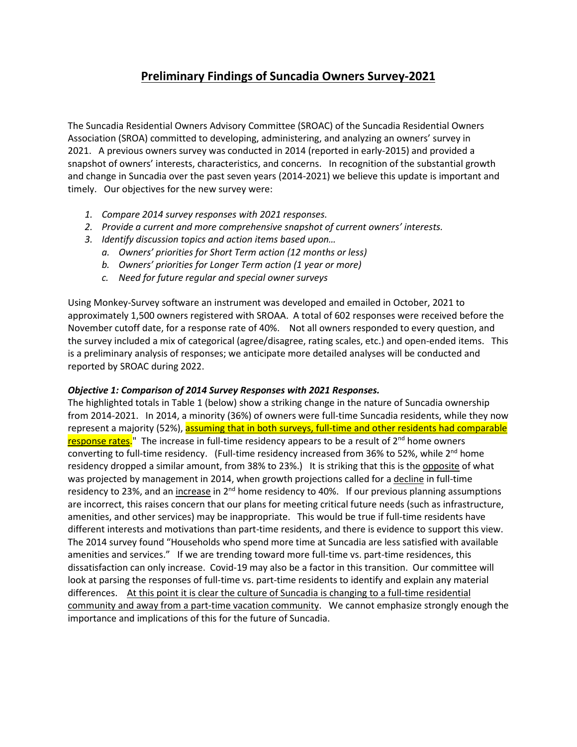# Preliminary Findings of Suncadia Owners Survey-2021

The Suncadia Residential Owners Advisory Committee (SROAC) of the Suncadia Residential Owners Association (SROA) committed to developing, administering, and analyzing an owners' survey in 2021. A previous owners survey was conducted in 2014 (reported in early-2015) and provided a snapshot of owners' interests, characteristics, and concerns. In recognition of the substantial growth and change in Suncadia over the past seven years (2014-2021) we believe this update is important and timely. Our objectives for the new survey were:

1. *Compare 2014 survey responses with 2021 responses.*
2. *Provide a current and more comprehensive snapshot of current owners' interests.*
3. *Identify discussion topics and action items based upon…*
   a. *Owners' priorities for Short Term action (12 months or less)*
   b. *Owners' priorities for Longer Term action (1 year or more)*
   c. *Need for future regular and special owner surveys*

Using Monkey-Survey software an instrument was developed and emailed in October, 2021 to approximately 1,500 owners registered with SROAA. A total of 602 responses were received before the November cutoff date, for a response rate of 40%. Not all owners responded to every question, and the survey included a mix of categorical (agree/disagree, rating scales, etc.) and open-ended items. This is a preliminary analysis of responses; we anticipate more detailed analyses will be conducted and reported by SROAC during 2022.

***Objective 1: Comparison of 2014 Survey Responses with 2021 Responses.***

The highlighted totals in Table 1 (below) show a striking change in the nature of Suncadia ownership from 2014-2021. In 2014, a minority (36%) of owners were full-time Suncadia residents, while they now represent a majority (52%), assuming that in both surveys, full-time and other residents had comparable response rates." The increase in full-time residency appears to be a result of 2nd home owners converting to full-time residency. (Full-time residency increased from 36% to 52%, while 2nd home residency dropped a similar amount, from 38% to 23%.) It is striking that this is the opposite of what was projected by management in 2014, when growth projections called for a decline in full-time residency to 23%, and an increase in 2nd home residency to 40%. If our previous planning assumptions are incorrect, this raises concern that our plans for meeting critical future needs (such as infrastructure, amenities, and other services) may be inappropriate. This would be true if full-time residents have different interests and motivations than part-time residents, and there is evidence to support this view. The 2014 survey found "Households who spend more time at Suncadia are less satisfied with available amenities and services." If we are trending toward more full-time vs. part-time residences, this dissatisfaction can only increase. Covid-19 may also be a factor in this transition. Our committee will look at parsing the responses of full-time vs. part-time residents to identify and explain any material differences. At this point it is clear the culture of Suncadia is changing to a full-time residential community and away from a part-time vacation community. We cannot emphasize strongly enough the importance and implications of this for the future of Suncadia.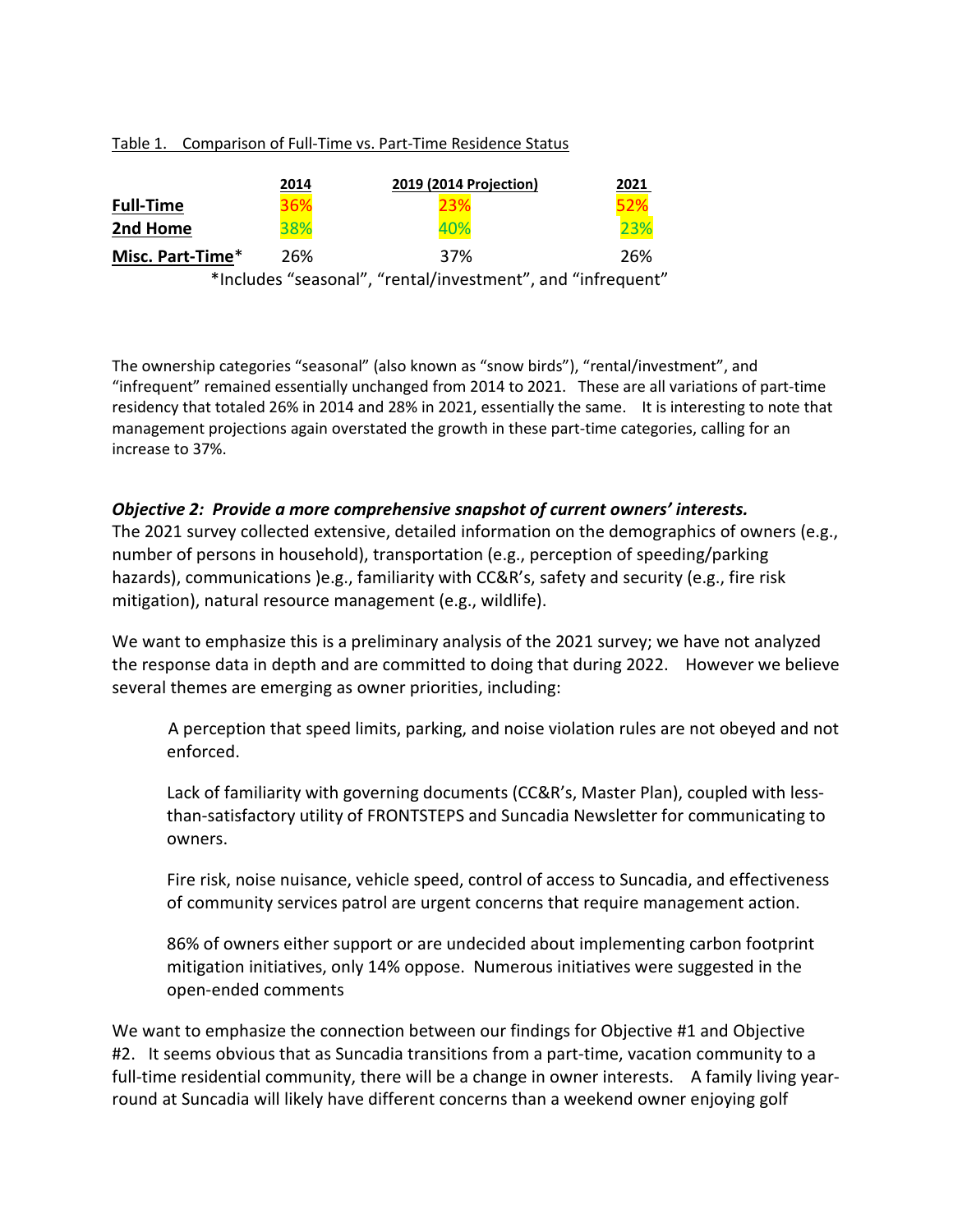Table 1. Comparison of Full-Time vs. Part-Time Residence Status

| | 2014 | 2019 (2014 Projection) | 2021 |
|---|---|---|---|
| **Full-Time** | 36% | 23% | 52% |
| **2nd Home** | 38% | 40% | 23% |
| **Misc. Part-Time*** | 26% | 37% | 26% |

*Includes "seasonal", "rental/investment", and "infrequent"

The ownership categories "seasonal" (also known as "snow birds"), "rental/investment", and "infrequent" remained essentially unchanged from 2014 to 2021. These are all variations of part-time residency that totaled 26% in 2014 and 28% in 2021, essentially the same. It is interesting to note that management projections again overstated the growth in these part-time categories, calling for an increase to 37%.

***Objective 2: Provide a more comprehensive snapshot of current owners' interests.***

The 2021 survey collected extensive, detailed information on the demographics of owners (e.g., number of persons in household), transportation (e.g., perception of speeding/parking hazards), communications )e.g., familiarity with CC&R's, safety and security (e.g., fire risk mitigation), natural resource management (e.g., wildlife).

We want to emphasize this is a preliminary analysis of the 2021 survey; we have not analyzed the response data in depth and are committed to doing that during 2022. However we believe several themes are emerging as owner priorities, including:

A perception that speed limits, parking, and noise violation rules are not obeyed and not enforced.

Lack of familiarity with governing documents (CC&R's, Master Plan), coupled with less-than-satisfactory utility of FRONTSTEPS and Suncadia Newsletter for communicating to owners.

Fire risk, noise nuisance, vehicle speed, control of access to Suncadia, and effectiveness of community services patrol are urgent concerns that require management action.

86% of owners either support or are undecided about implementing carbon footprint mitigation initiatives, only 14% oppose. Numerous initiatives were suggested in the open-ended comments

We want to emphasize the connection between our findings for Objective #1 and Objective #2. It seems obvious that as Suncadia transitions from a part-time, vacation community to a full-time residential community, there will be a change in owner interests. A family living year-round at Suncadia will likely have different concerns than a weekend owner enjoying golf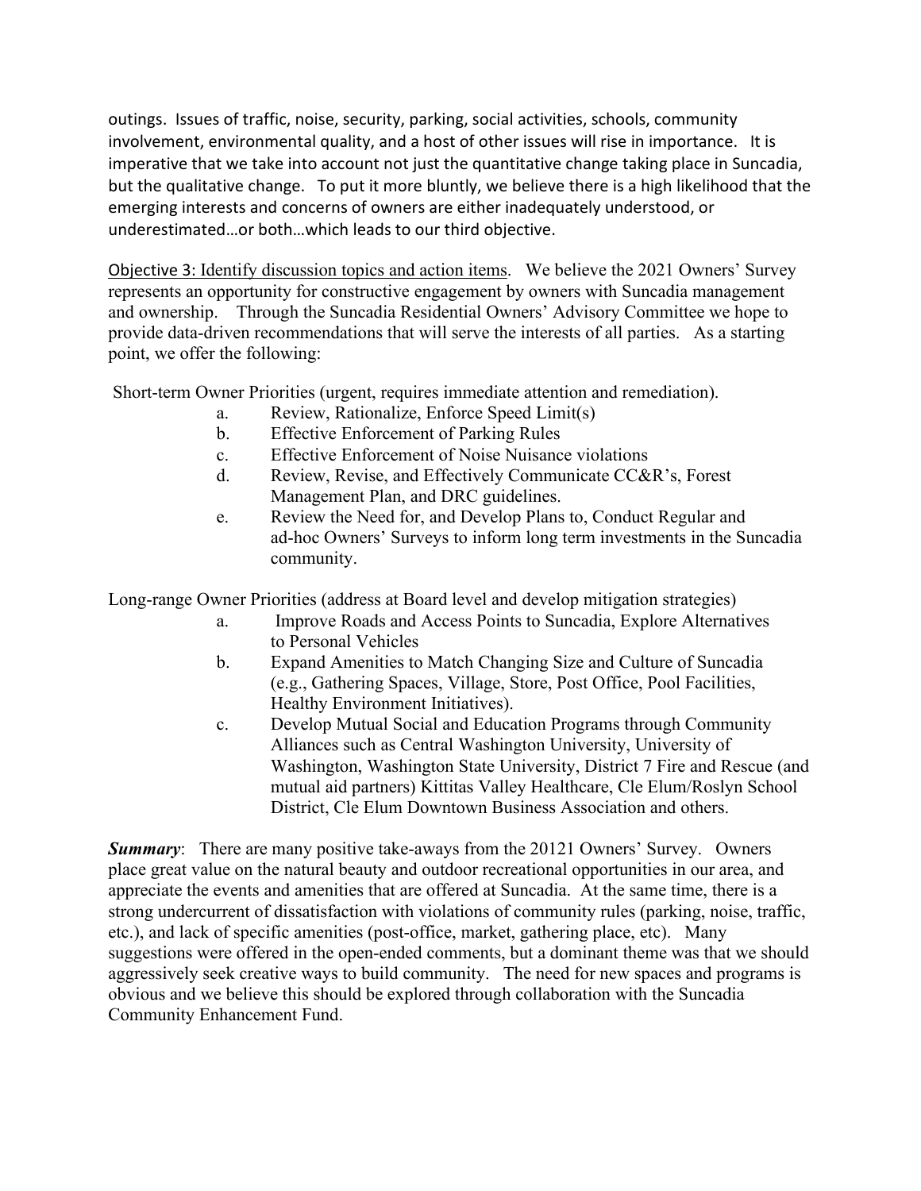outings. Issues of traffic, noise, security, parking, social activities, schools, community involvement, environmental quality, and a host of other issues will rise in importance. It is imperative that we take into account not just the quantitative change taking place in Suncadia, but the qualitative change. To put it more bluntly, we believe there is a high likelihood that the emerging interests and concerns of owners are either inadequately understood, or underestimated…or both…which leads to our third objective.

Objective 3: Identify discussion topics and action items. We believe the 2021 Owners' Survey represents an opportunity for constructive engagement by owners with Suncadia management and ownership. Through the Suncadia Residential Owners' Advisory Committee we hope to provide data-driven recommendations that will serve the interests of all parties. As a starting point, we offer the following:

Short-term Owner Priorities (urgent, requires immediate attention and remediation).

- a. Review, Rationalize, Enforce Speed Limit(s)
- b. Effective Enforcement of Parking Rules
- c. Effective Enforcement of Noise Nuisance violations
- d. Review, Revise, and Effectively Communicate CC&R's, Forest Management Plan, and DRC guidelines.
- e. Review the Need for, and Develop Plans to, Conduct Regular and ad-hoc Owners' Surveys to inform long term investments in the Suncadia community.

Long-range Owner Priorities (address at Board level and develop mitigation strategies)

- a. Improve Roads and Access Points to Suncadia, Explore Alternatives to Personal Vehicles
- b. Expand Amenities to Match Changing Size and Culture of Suncadia (e.g., Gathering Spaces, Village, Store, Post Office, Pool Facilities, Healthy Environment Initiatives).
- c. Develop Mutual Social and Education Programs through Community Alliances such as Central Washington University, University of Washington, Washington State University, District 7 Fire and Rescue (and mutual aid partners) Kittitas Valley Healthcare, Cle Elum/Roslyn School District, Cle Elum Downtown Business Association and others.

***Summary***: There are many positive take-aways from the 20121 Owners' Survey. Owners place great value on the natural beauty and outdoor recreational opportunities in our area, and appreciate the events and amenities that are offered at Suncadia. At the same time, there is a strong undercurrent of dissatisfaction with violations of community rules (parking, noise, traffic, etc.), and lack of specific amenities (post-office, market, gathering place, etc). Many suggestions were offered in the open-ended comments, but a dominant theme was that we should aggressively seek creative ways to build community. The need for new spaces and programs is obvious and we believe this should be explored through collaboration with the Suncadia Community Enhancement Fund.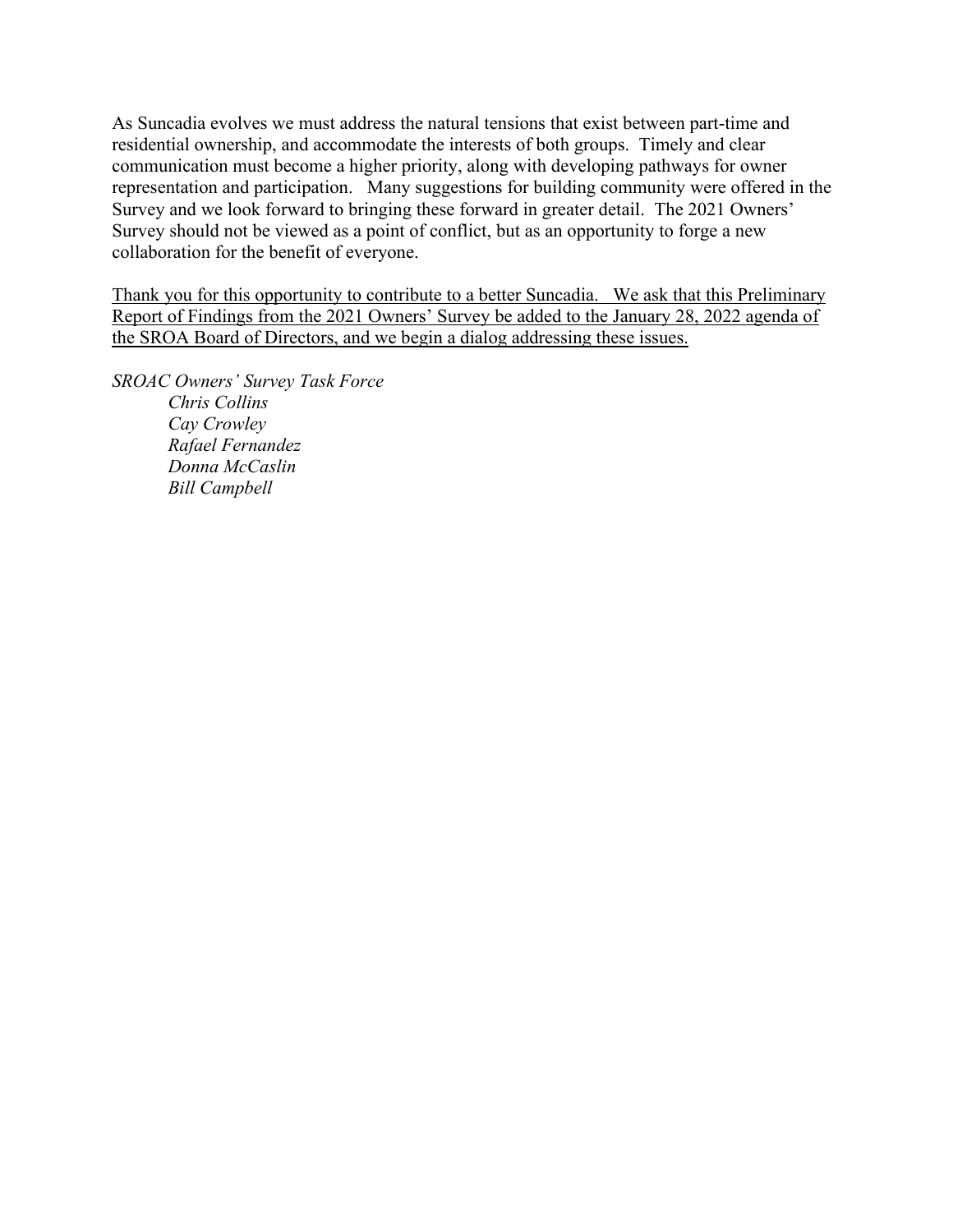As Suncadia evolves we must address the natural tensions that exist between part-time and residential ownership, and accommodate the interests of both groups. Timely and clear communication must become a higher priority, along with developing pathways for owner representation and participation. Many suggestions for building community were offered in the Survey and we look forward to bringing these forward in greater detail. The 2021 Owners' Survey should not be viewed as a point of conflict, but as an opportunity to forge a new collaboration for the benefit of everyone.

<u>Thank you for this opportunity to contribute to a better Suncadia. We ask that this Preliminary Report of Findings from the 2021 Owners' Survey be added to the January 28, 2022 agenda of the SROA Board of Directors, and we begin a dialog addressing these issues.</u>

*SROAC Owners' Survey Task Force*

*Chris Collins*
*Cay Crowley*
*Rafael Fernandez*
*Donna McCaslin*
*Bill Campbell*